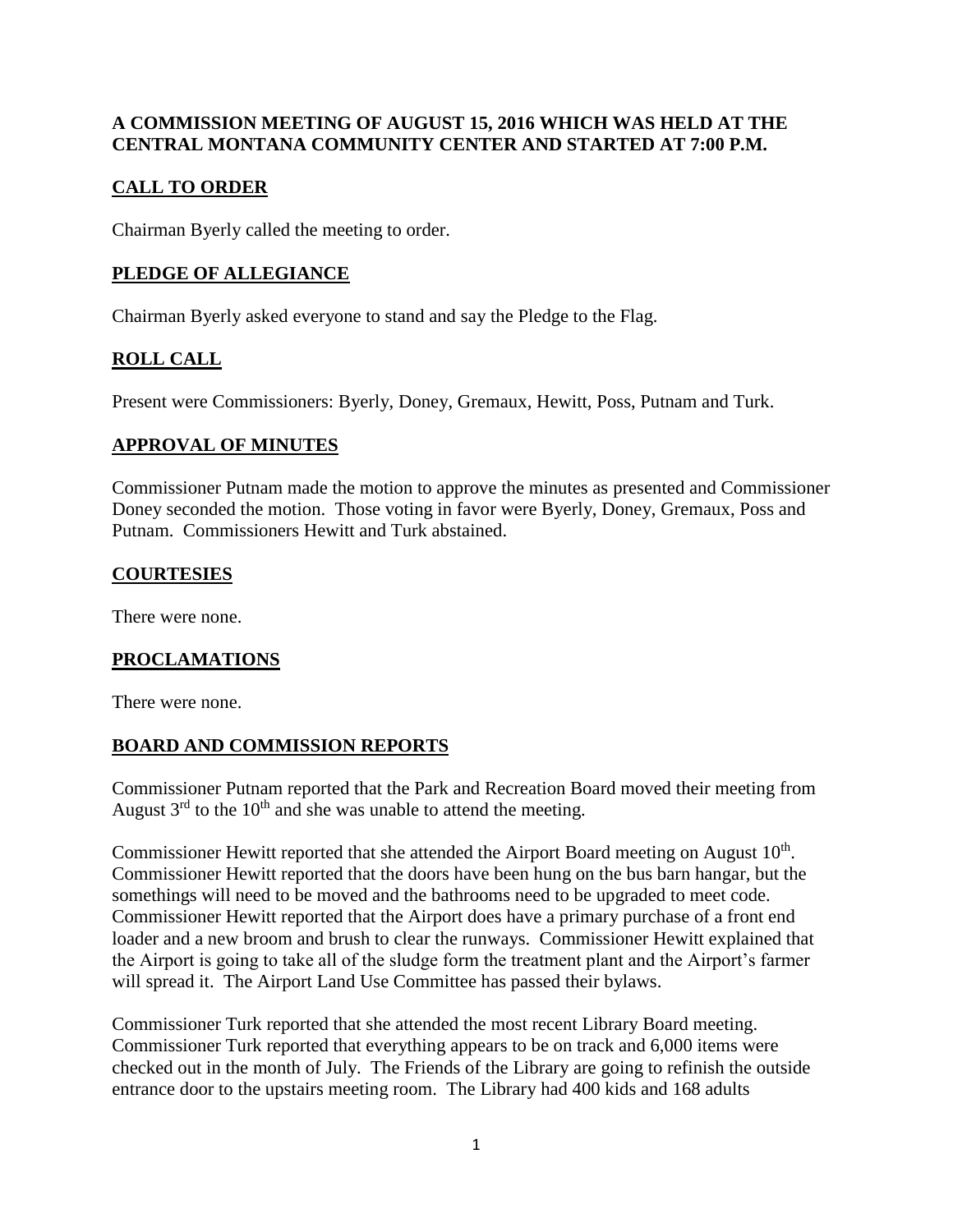**A COMMISSION MEETING OF AUGUST 15, 2016 WHICH WAS HELD AT THE CENTRAL MONTANA COMMUNITY CENTER AND STARTED AT 7:00 P.M.**

## CALL TO ORDER

Chairman Byerly called the meeting to order.

## PLEDGE OF ALLEGIANCE

Chairman Byerly asked everyone to stand and say the Pledge to the Flag.

## ROLL CALL

Present were Commissioners: Byerly, Doney, Gremaux, Hewitt, Poss, Putnam and Turk.

## APPROVAL OF MINUTES

Commissioner Putnam made the motion to approve the minutes as presented and Commissioner Doney seconded the motion. Those voting in favor were Byerly, Doney, Gremaux, Poss and Putnam. Commissioners Hewitt and Turk abstained.

## COURTESIES

There were none.

## PROCLAMATIONS

There were none.

## BOARD AND COMMISSION REPORTS

Commissioner Putnam reported that the Park and Recreation Board moved their meeting from August 3rd to the 10th and she was unable to attend the meeting.

Commissioner Hewitt reported that she attended the Airport Board meeting on August 10th. Commissioner Hewitt reported that the doors have been hung on the bus barn hangar, but the somethings will need to be moved and the bathrooms need to be upgraded to meet code. Commissioner Hewitt reported that the Airport does have a primary purchase of a front end loader and a new broom and brush to clear the runways. Commissioner Hewitt explained that the Airport is going to take all of the sludge form the treatment plant and the Airport's farmer will spread it. The Airport Land Use Committee has passed their bylaws.

Commissioner Turk reported that she attended the most recent Library Board meeting. Commissioner Turk reported that everything appears to be on track and 6,000 items were checked out in the month of July. The Friends of the Library are going to refinish the outside entrance door to the upstairs meeting room. The Library had 400 kids and 168 adults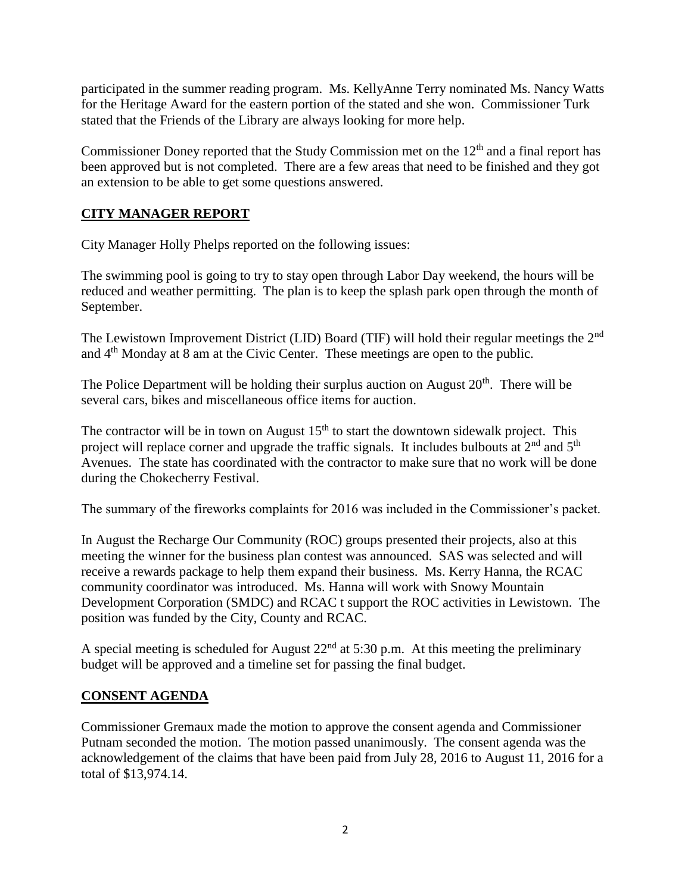participated in the summer reading program. Ms. KellyAnne Terry nominated Ms. Nancy Watts for the Heritage Award for the eastern portion of the stated and she won. Commissioner Turk stated that the Friends of the Library are always looking for more help.

Commissioner Doney reported that the Study Commission met on the 12th and a final report has been approved but is not completed. There are a few areas that need to be finished and they got an extension to be able to get some questions answered.

## **CITY MANAGER REPORT**

City Manager Holly Phelps reported on the following issues:

The swimming pool is going to try to stay open through Labor Day weekend, the hours will be reduced and weather permitting. The plan is to keep the splash park open through the month of September.

The Lewistown Improvement District (LID) Board (TIF) will hold their regular meetings the 2nd and 4th Monday at 8 am at the Civic Center. These meetings are open to the public.

The Police Department will be holding their surplus auction on August 20th. There will be several cars, bikes and miscellaneous office items for auction.

The contractor will be in town on August 15th to start the downtown sidewalk project. This project will replace corner and upgrade the traffic signals. It includes bulbouts at 2nd and 5th Avenues. The state has coordinated with the contractor to make sure that no work will be done during the Chokecherry Festival.

The summary of the fireworks complaints for 2016 was included in the Commissioner's packet.

In August the Recharge Our Community (ROC) groups presented their projects, also at this meeting the winner for the business plan contest was announced. SAS was selected and will receive a rewards package to help them expand their business. Ms. Kerry Hanna, the RCAC community coordinator was introduced. Ms. Hanna will work with Snowy Mountain Development Corporation (SMDC) and RCAC t support the ROC activities in Lewistown. The position was funded by the City, County and RCAC.

A special meeting is scheduled for August 22nd at 5:30 p.m. At this meeting the preliminary budget will be approved and a timeline set for passing the final budget.

## **CONSENT AGENDA**

Commissioner Gremaux made the motion to approve the consent agenda and Commissioner Putnam seconded the motion. The motion passed unanimously. The consent agenda was the acknowledgement of the claims that have been paid from July 28, 2016 to August 11, 2016 for a total of $13,974.14.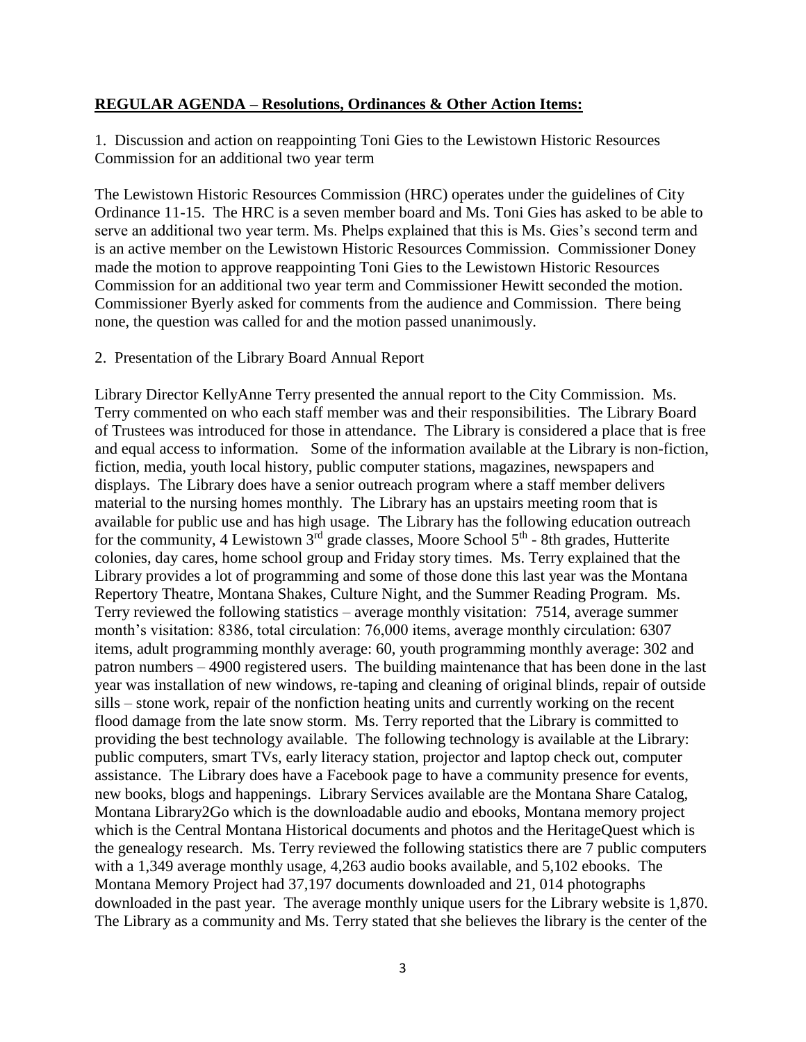**REGULAR AGENDA – Resolutions, Ordinances & Other Action Items:**

1. Discussion and action on reappointing Toni Gies to the Lewistown Historic Resources Commission for an additional two year term

The Lewistown Historic Resources Commission (HRC) operates under the guidelines of City Ordinance 11-15. The HRC is a seven member board and Ms. Toni Gies has asked to be able to serve an additional two year term. Ms. Phelps explained that this is Ms. Gies's second term and is an active member on the Lewistown Historic Resources Commission. Commissioner Doney made the motion to approve reappointing Toni Gies to the Lewistown Historic Resources Commission for an additional two year term and Commissioner Hewitt seconded the motion. Commissioner Byerly asked for comments from the audience and Commission. There being none, the question was called for and the motion passed unanimously.

2. Presentation of the Library Board Annual Report

Library Director KellyAnne Terry presented the annual report to the City Commission. Ms. Terry commented on who each staff member was and their responsibilities. The Library Board of Trustees was introduced for those in attendance. The Library is considered a place that is free and equal access to information. Some of the information available at the Library is non-fiction, fiction, media, youth local history, public computer stations, magazines, newspapers and displays. The Library does have a senior outreach program where a staff member delivers material to the nursing homes monthly. The Library has an upstairs meeting room that is available for public use and has high usage. The Library has the following education outreach for the community, 4 Lewistown 3rd grade classes, Moore School 5th - 8th grades, Hutterite colonies, day cares, home school group and Friday story times. Ms. Terry explained that the Library provides a lot of programming and some of those done this last year was the Montana Repertory Theatre, Montana Shakes, Culture Night, and the Summer Reading Program. Ms. Terry reviewed the following statistics – average monthly visitation: 7514, average summer month's visitation: 8386, total circulation: 76,000 items, average monthly circulation: 6307 items, adult programming monthly average: 60, youth programming monthly average: 302 and patron numbers – 4900 registered users. The building maintenance that has been done in the last year was installation of new windows, re-taping and cleaning of original blinds, repair of outside sills – stone work, repair of the nonfiction heating units and currently working on the recent flood damage from the late snow storm. Ms. Terry reported that the Library is committed to providing the best technology available. The following technology is available at the Library: public computers, smart TVs, early literacy station, projector and laptop check out, computer assistance. The Library does have a Facebook page to have a community presence for events, new books, blogs and happenings. Library Services available are the Montana Share Catalog, Montana Library2Go which is the downloadable audio and ebooks, Montana memory project which is the Central Montana Historical documents and photos and the HeritageQuest which is the genealogy research. Ms. Terry reviewed the following statistics there are 7 public computers with a 1,349 average monthly usage, 4,263 audio books available, and 5,102 ebooks. The Montana Memory Project had 37,197 documents downloaded and 21, 014 photographs downloaded in the past year. The average monthly unique users for the Library website is 1,870. The Library as a community and Ms. Terry stated that she believes the library is the center of the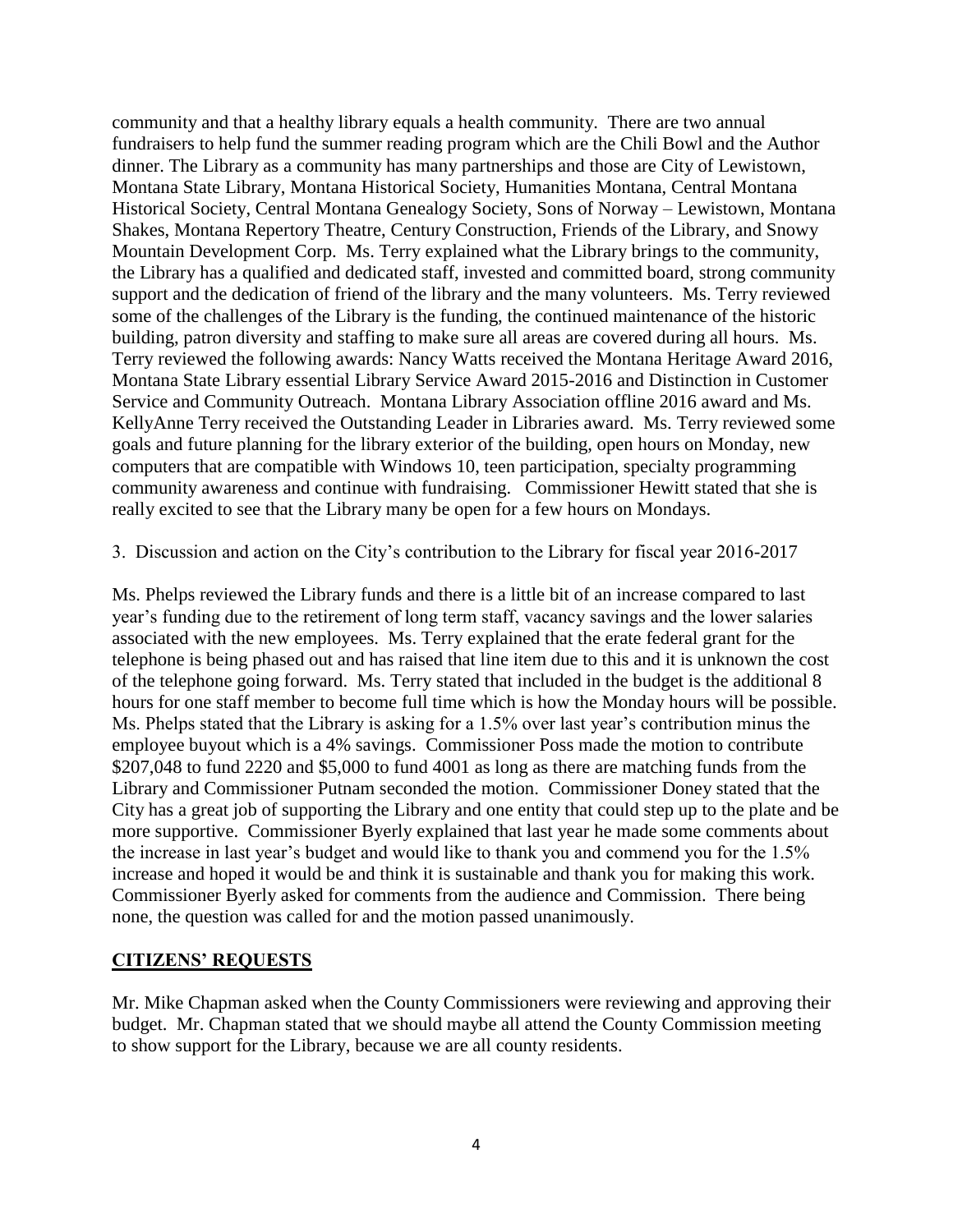community and that a healthy library equals a health community. There are two annual fundraisers to help fund the summer reading program which are the Chili Bowl and the Author dinner. The Library as a community has many partnerships and those are City of Lewistown, Montana State Library, Montana Historical Society, Humanities Montana, Central Montana Historical Society, Central Montana Genealogy Society, Sons of Norway – Lewistown, Montana Shakes, Montana Repertory Theatre, Century Construction, Friends of the Library, and Snowy Mountain Development Corp. Ms. Terry explained what the Library brings to the community, the Library has a qualified and dedicated staff, invested and committed board, strong community support and the dedication of friend of the library and the many volunteers. Ms. Terry reviewed some of the challenges of the Library is the funding, the continued maintenance of the historic building, patron diversity and staffing to make sure all areas are covered during all hours. Ms. Terry reviewed the following awards: Nancy Watts received the Montana Heritage Award 2016, Montana State Library essential Library Service Award 2015-2016 and Distinction in Customer Service and Community Outreach. Montana Library Association offline 2016 award and Ms. KellyAnne Terry received the Outstanding Leader in Libraries award. Ms. Terry reviewed some goals and future planning for the library exterior of the building, open hours on Monday, new computers that are compatible with Windows 10, teen participation, specialty programming community awareness and continue with fundraising. Commissioner Hewitt stated that she is really excited to see that the Library many be open for a few hours on Mondays.

3. Discussion and action on the City's contribution to the Library for fiscal year 2016-2017

Ms. Phelps reviewed the Library funds and there is a little bit of an increase compared to last year's funding due to the retirement of long term staff, vacancy savings and the lower salaries associated with the new employees. Ms. Terry explained that the erate federal grant for the telephone is being phased out and has raised that line item due to this and it is unknown the cost of the telephone going forward. Ms. Terry stated that included in the budget is the additional 8 hours for one staff member to become full time which is how the Monday hours will be possible. Ms. Phelps stated that the Library is asking for a 1.5% over last year's contribution minus the employee buyout which is a 4% savings. Commissioner Poss made the motion to contribute $207,048 to fund 2220 and $5,000 to fund 4001 as long as there are matching funds from the Library and Commissioner Putnam seconded the motion. Commissioner Doney stated that the City has a great job of supporting the Library and one entity that could step up to the plate and be more supportive. Commissioner Byerly explained that last year he made some comments about the increase in last year's budget and would like to thank you and commend you for the 1.5% increase and hoped it would be and think it is sustainable and thank you for making this work. Commissioner Byerly asked for comments from the audience and Commission. There being none, the question was called for and the motion passed unanimously.

## CITIZENS' REQUESTS

Mr. Mike Chapman asked when the County Commissioners were reviewing and approving their budget. Mr. Chapman stated that we should maybe all attend the County Commission meeting to show support for the Library, because we are all county residents.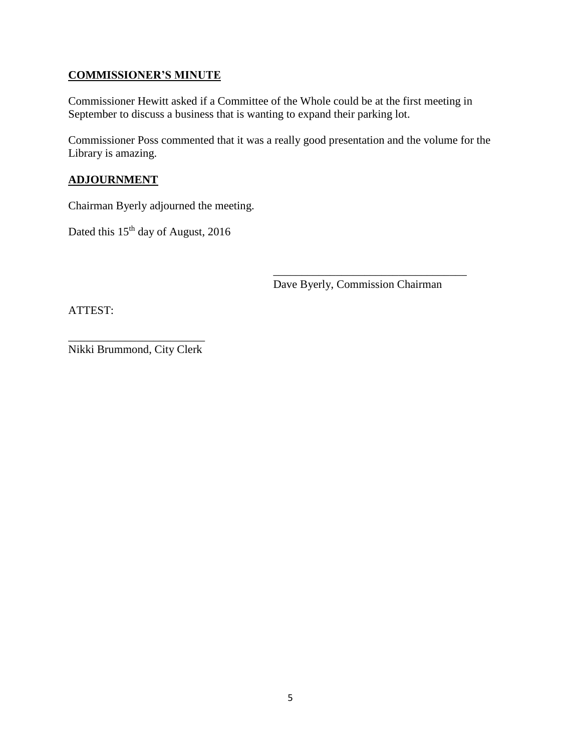**COMMISSIONER'S MINUTE**

Commissioner Hewitt asked if a Committee of the Whole could be at the first meeting in September to discuss a business that is wanting to expand their parking lot.

Commissioner Poss commented that it was a really good presentation and the volume for the Library is amazing.

**ADJOURNMENT**

Chairman Byerly adjourned the meeting.

Dated this 15th day of August, 2016

\_\_\_\_\_\_\_\_\_\_\_\_\_\_\_\_\_\_\_\_\_\_\_\_\_\_\_\_\_\_\_\_\_\_\_

Dave Byerly, Commission Chairman

ATTEST:

\_\_\_\_\_\_\_\_\_\_\_\_\_\_\_\_\_\_\_\_\_\_\_\_

Nikki Brummond, City Clerk